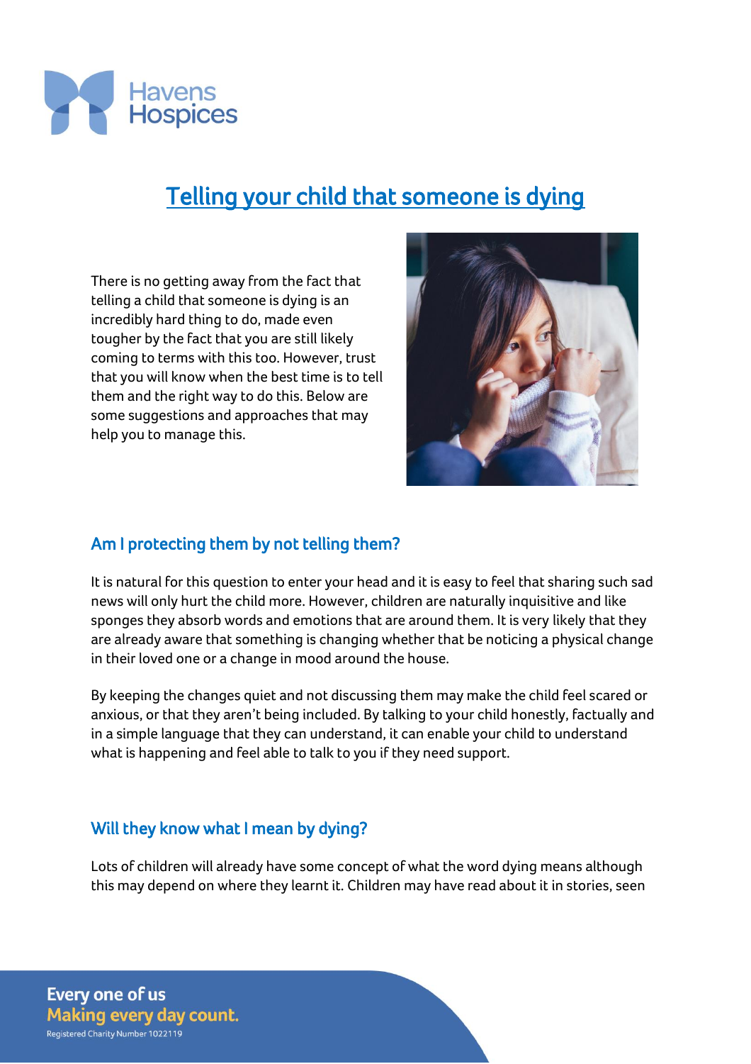# Telling your child that someone is dying

There is no getting away from the fact that telling a child that someone is dying is an incredibly hard thing to do, made even tougher by the fact that you are still likely coming to terms with this too. However, trust that you will know when the best time is to tell them and the right way to do this. Below are some suggestions and approaches that may help you to manage this.

## Am I protecting them by not telling them?

It is natural for this question to enter your head and it is easy to feel that sharing such sad news will only hurt the child more. However, children are naturally inquisitive and like sponges they absorb words and emotions that are around them. It is very likely that they are already aware that something is changing whether that be noticing a physical change in their loved one or a change in mood around the house.

By keeping the changes quiet and not discussing them may make the child feel scared or anxious, or that they aren't being included. By talking to your child honestly, factually and in a simple language that they can understand, it can enable your child to understand what is happening and feel able to talk to you if they need support.

## Will they know what I mean by dying?

Lots of children will already have some concept of what the word dying means although this may depend on where they learnt it. Children may have read about it in stories, seen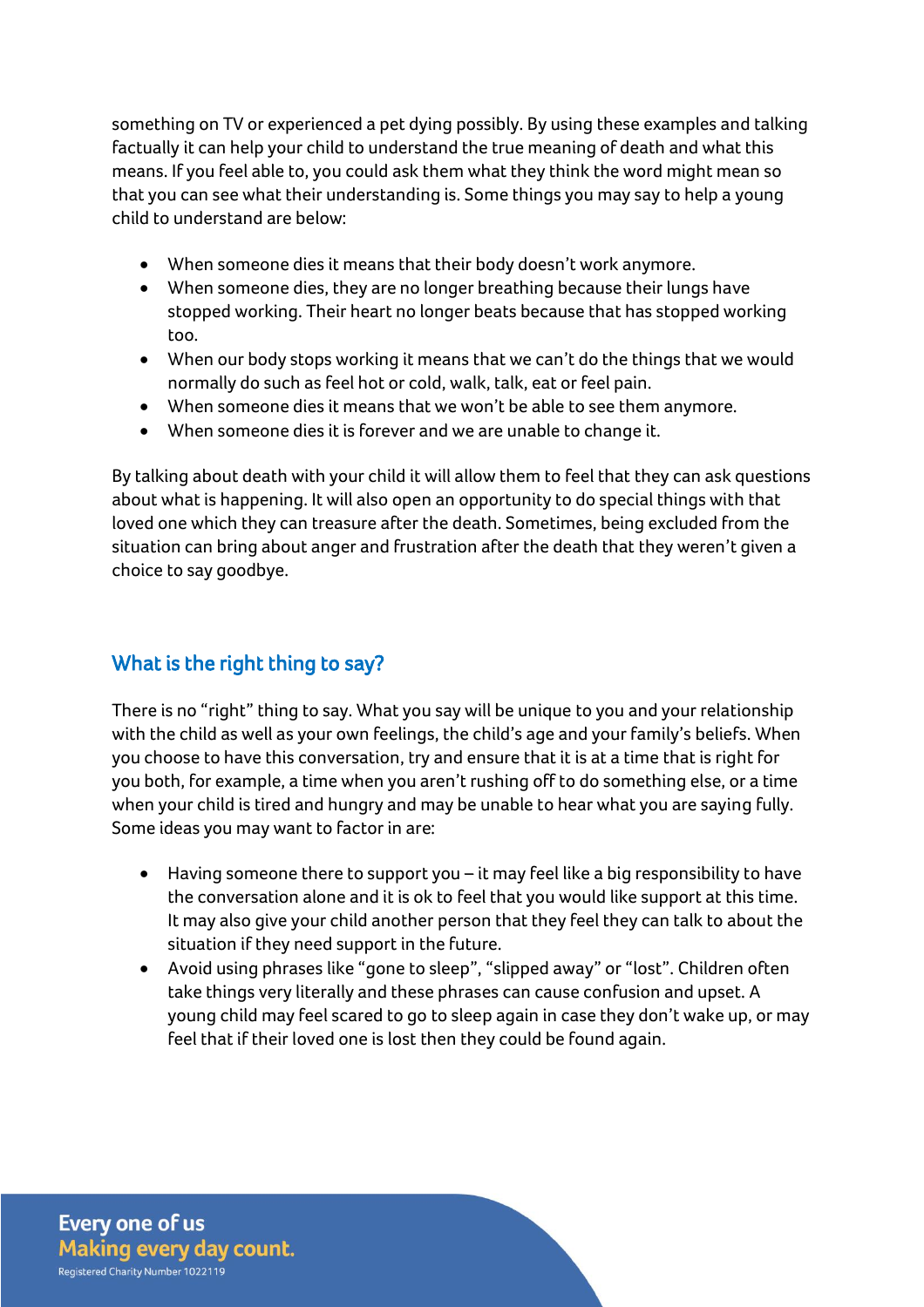something on TV or experienced a pet dying possibly. By using these examples and talking factually it can help your child to understand the true meaning of death and what this means. If you feel able to, you could ask them what they think the word might mean so that you can see what their understanding is. Some things you may say to help a young child to understand are below:

- When someone dies it means that their body doesn't work anymore.
- When someone dies, they are no longer breathing because their lungs have stopped working. Their heart no longer beats because that has stopped working too.
- When our body stops working it means that we can't do the things that we would normally do such as feel hot or cold, walk, talk, eat or feel pain.
- When someone dies it means that we won't be able to see them anymore.
- When someone dies it is forever and we are unable to change it.

By talking about death with your child it will allow them to feel that they can ask questions about what is happening. It will also open an opportunity to do special things with that loved one which they can treasure after the death. Sometimes, being excluded from the situation can bring about anger and frustration after the death that they weren't given a choice to say goodbye.

## What is the right thing to say?

There is no "right" thing to say. What you say will be unique to you and your relationship with the child as well as your own feelings, the child's age and your family's beliefs. When you choose to have this conversation, try and ensure that it is at a time that is right for you both, for example, a time when you aren't rushing off to do something else, or a time when your child is tired and hungry and may be unable to hear what you are saying fully. Some ideas you may want to factor in are:

- Having someone there to support you – it may feel like a big responsibility to have the conversation alone and it is ok to feel that you would like support at this time. It may also give your child another person that they feel they can talk to about the situation if they need support in the future.
- Avoid using phrases like "gone to sleep", "slipped away" or "lost". Children often take things very literally and these phrases can cause confusion and upset. A young child may feel scared to go to sleep again in case they don't wake up, or may feel that if their loved one is lost then they could be found again.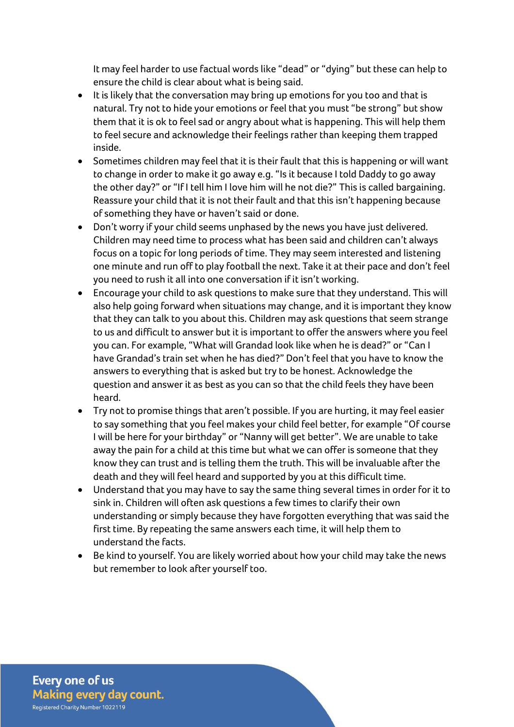It may feel harder to use factual words like “dead” or “dying” but these can help to ensure the child is clear about what is being said.

- It is likely that the conversation may bring up emotions for you too and that is natural. Try not to hide your emotions or feel that you must “be strong” but show them that it is ok to feel sad or angry about what is happening. This will help them to feel secure and acknowledge their feelings rather than keeping them trapped inside.
- Sometimes children may feel that it is their fault that this is happening or will want to change in order to make it go away e.g. “Is it because I told Daddy to go away the other day?” or “If I tell him I love him will he not die?” This is called bargaining. Reassure your child that it is not their fault and that this isn’t happening because of something they have or haven’t said or done.
- Don’t worry if your child seems unphased by the news you have just delivered. Children may need time to process what has been said and children can’t always focus on a topic for long periods of time. They may seem interested and listening one minute and run off to play football the next. Take it at their pace and don’t feel you need to rush it all into one conversation if it isn’t working.
- Encourage your child to ask questions to make sure that they understand. This will also help going forward when situations may change, and it is important they know that they can talk to you about this. Children may ask questions that seem strange to us and difficult to answer but it is important to offer the answers where you feel you can. For example, “What will Grandad look like when he is dead?” or “Can I have Grandad’s train set when he has died?” Don’t feel that you have to know the answers to everything that is asked but try to be honest. Acknowledge the question and answer it as best as you can so that the child feels they have been heard.
- Try not to promise things that aren’t possible. If you are hurting, it may feel easier to say something that you feel makes your child feel better, for example “Of course I will be here for your birthday” or “Nanny will get better”. We are unable to take away the pain for a child at this time but what we can offer is someone that they know they can trust and is telling them the truth. This will be invaluable after the death and they will feel heard and supported by you at this difficult time.
- Understand that you may have to say the same thing several times in order for it to sink in. Children will often ask questions a few times to clarify their own understanding or simply because they have forgotten everything that was said the first time. By repeating the same answers each time, it will help them to understand the facts.
- Be kind to yourself. You are likely worried about how your child may take the news but remember to look after yourself too.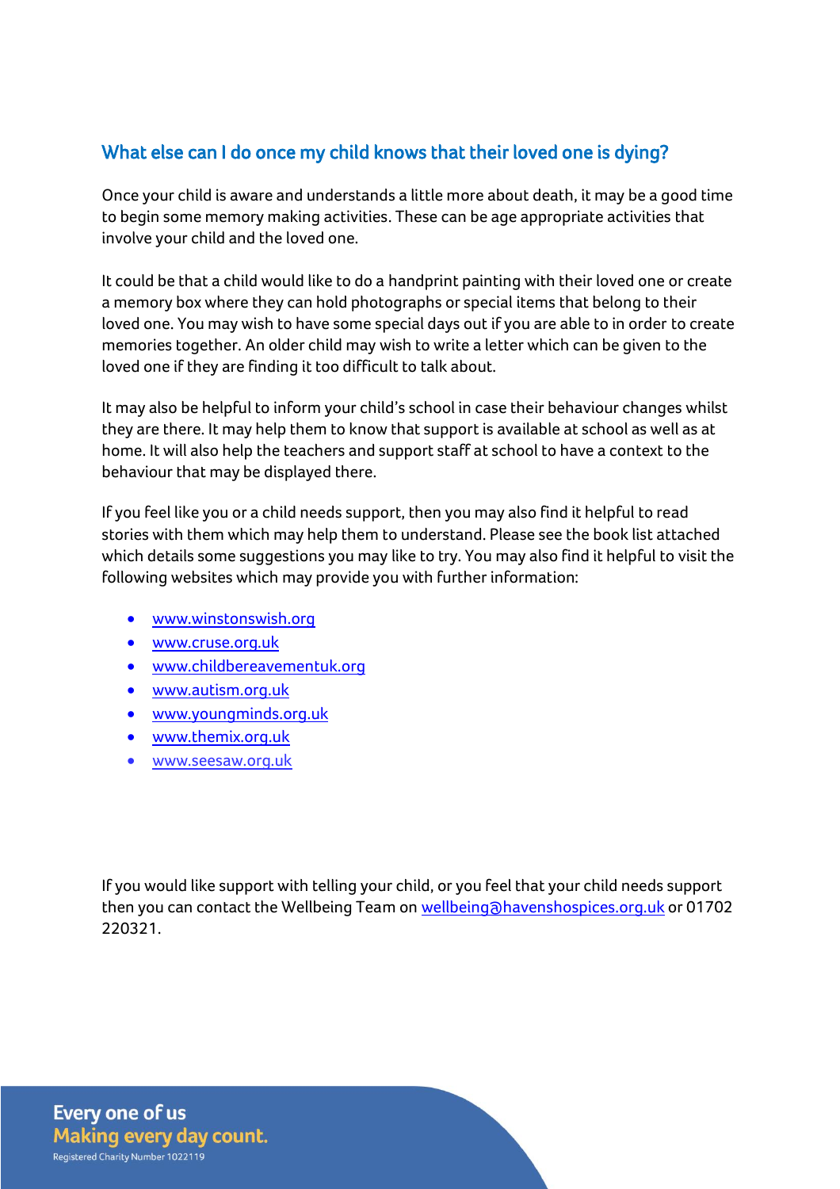## What else can I do once my child knows that their loved one is dying?

Once your child is aware and understands a little more about death, it may be a good time to begin some memory making activities. These can be age appropriate activities that involve your child and the loved one.

It could be that a child would like to do a handprint painting with their loved one or create a memory box where they can hold photographs or special items that belong to their loved one. You may wish to have some special days out if you are able to in order to create memories together. An older child may wish to write a letter which can be given to the loved one if they are finding it too difficult to talk about.

It may also be helpful to inform your child's school in case their behaviour changes whilst they are there. It may help them to know that support is available at school as well as at home. It will also help the teachers and support staff at school to have a context to the behaviour that may be displayed there.

If you feel like you or a child needs support, then you may also find it helpful to read stories with them which may help them to understand. Please see the book list attached which details some suggestions you may like to try. You may also find it helpful to visit the following websites which may provide you with further information:

- www.winstonswish.org
- www.cruse.org.uk
- www.childbereavementuk.org
- www.autism.org.uk
- www.youngminds.org.uk
- www.themix.org.uk
- www.seesaw.org.uk

If you would like support with telling your child, or you feel that your child needs support then you can contact the Wellbeing Team on wellbeing@havenshospices.org.uk or 01702 220321.

**Every one of us**
**Making every day count.**
Registered Charity Number 1022119